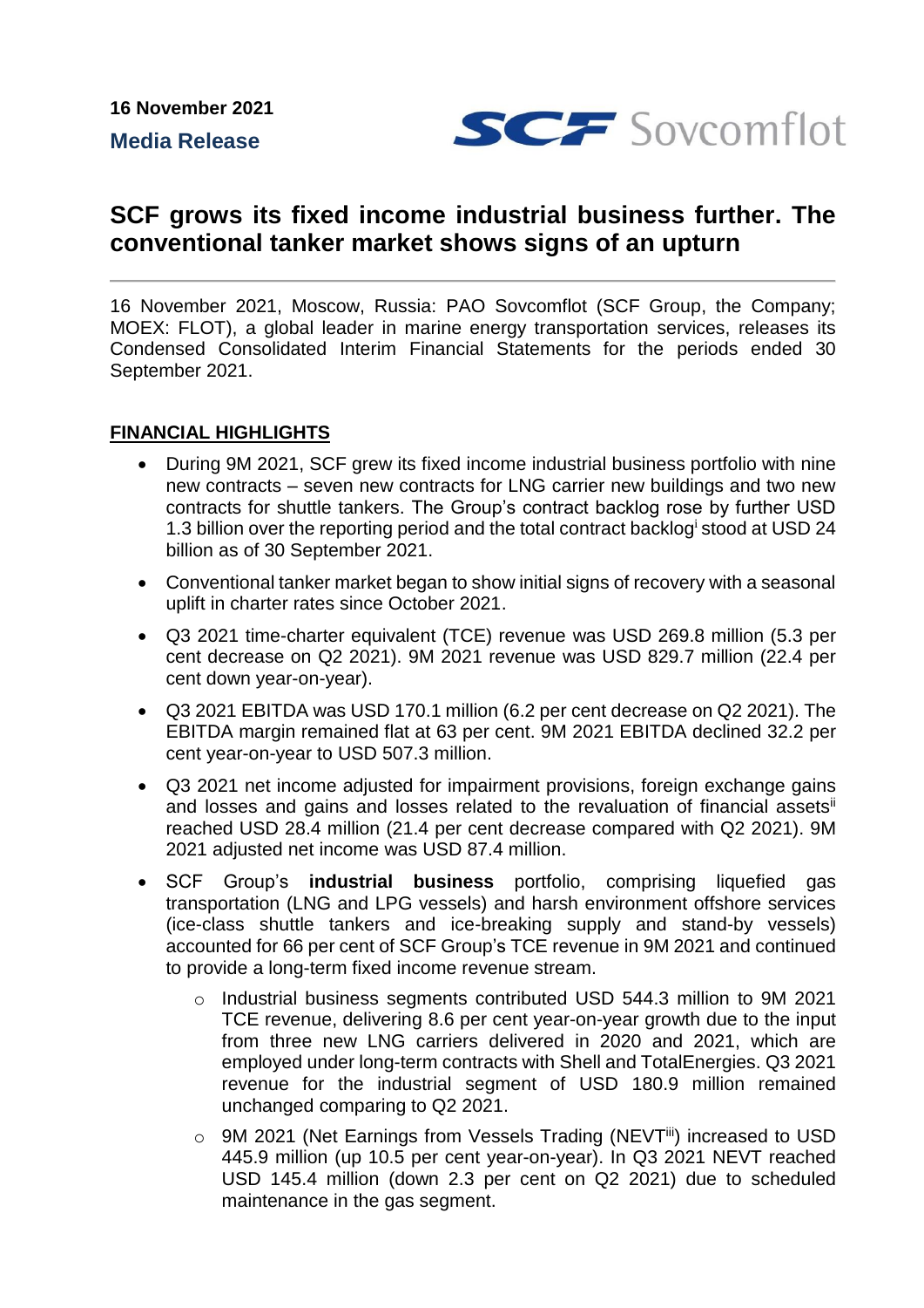16 November 2021

**Media Release**

SCF Sovcomflot

# SCF grows its fixed income industrial business further. The conventional tanker market shows signs of an upturn

16 November 2021, Moscow, Russia: PAO Sovcomflot (SCF Group, the Company; MOEX: FLOT), a global leader in marine energy transportation services, releases its Condensed Consolidated Interim Financial Statements for the periods ended 30 September 2021.

## FINANCIAL HIGHLIGHTS

- During 9M 2021, SCF grew its fixed income industrial business portfolio with nine new contracts – seven new contracts for LNG carrier new buildings and two new contracts for shuttle tankers. The Group's contract backlog rose by further USD 1.3 billion over the reporting period and the total contract backlog[i] stood at USD 24 billion as of 30 September 2021.
- Conventional tanker market began to show initial signs of recovery with a seasonal uplift in charter rates since October 2021.
- Q3 2021 time-charter equivalent (TCE) revenue was USD 269.8 million (5.3 per cent decrease on Q2 2021). 9M 2021 revenue was USD 829.7 million (22.4 per cent down year-on-year).
- Q3 2021 EBITDA was USD 170.1 million (6.2 per cent decrease on Q2 2021). The EBITDA margin remained flat at 63 per cent. 9M 2021 EBITDA declined 32.2 per cent year-on-year to USD 507.3 million.
- Q3 2021 net income adjusted for impairment provisions, foreign exchange gains and losses and gains and losses related to the revaluation of financial assets[ii] reached USD 28.4 million (21.4 per cent decrease compared with Q2 2021). 9M 2021 adjusted net income was USD 87.4 million.
- SCF Group's **industrial business** portfolio, comprising liquefied gas transportation (LNG and LPG vessels) and harsh environment offshore services (ice-class shuttle tankers and ice-breaking supply and stand-by vessels) accounted for 66 per cent of SCF Group's TCE revenue in 9M 2021 and continued to provide a long-term fixed income revenue stream.
  - Industrial business segments contributed USD 544.3 million to 9M 2021 TCE revenue, delivering 8.6 per cent year-on-year growth due to the input from three new LNG carriers delivered in 2020 and 2021, which are employed under long-term contracts with Shell and TotalEnergies. Q3 2021 revenue for the industrial segment of USD 180.9 million remained unchanged comparing to Q2 2021.
  - 9M 2021 (Net Earnings from Vessels Trading (NEVT[iii]) increased to USD 445.9 million (up 10.5 per cent year-on-year). In Q3 2021 NEVT reached USD 145.4 million (down 2.3 per cent on Q2 2021) due to scheduled maintenance in the gas segment.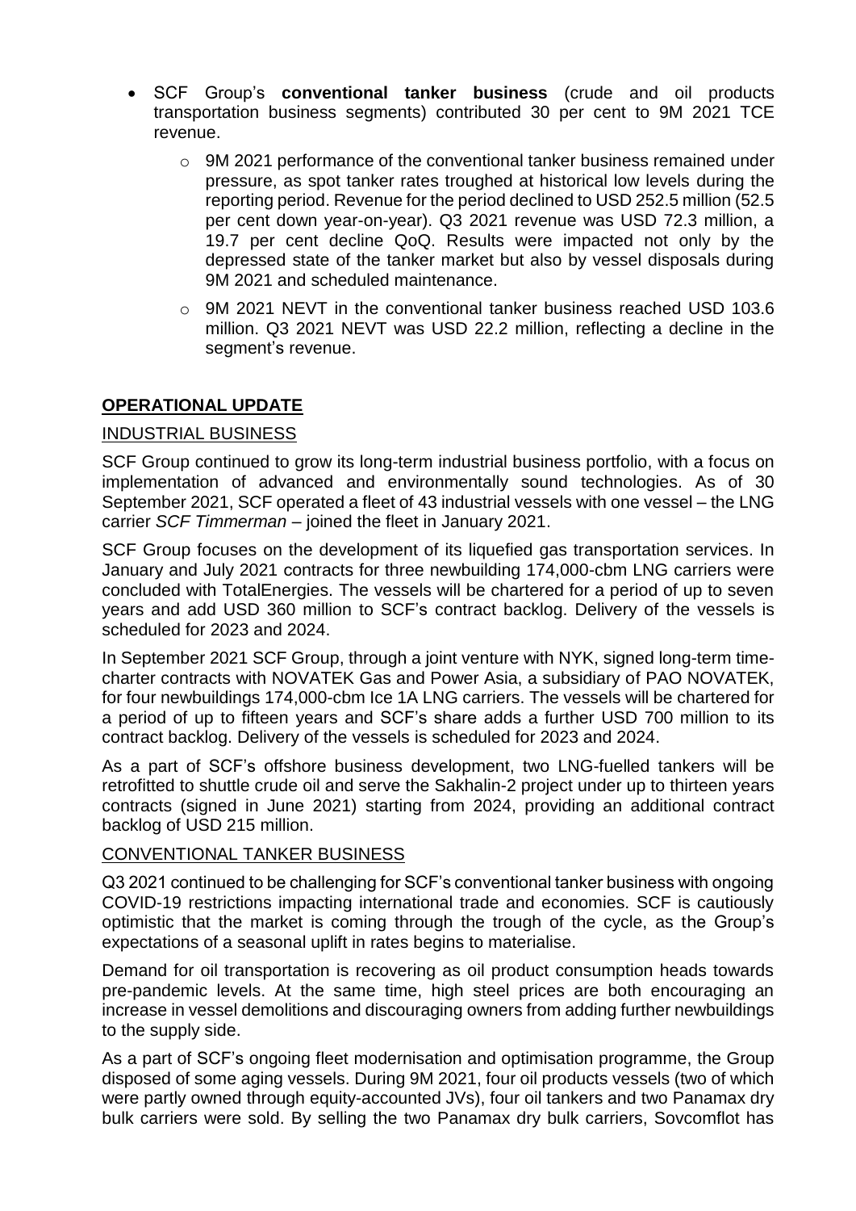- SCF Group's **conventional tanker business** (crude and oil products transportation business segments) contributed 30 per cent to 9M 2021 TCE revenue.
    - 9M 2021 performance of the conventional tanker business remained under pressure, as spot tanker rates troughed at historical low levels during the reporting period. Revenue for the period declined to USD 252.5 million (52.5 per cent down year-on-year). Q3 2021 revenue was USD 72.3 million, a 19.7 per cent decline QoQ. Results were impacted not only by the depressed state of the tanker market but also by vessel disposals during 9M 2021 and scheduled maintenance.
    - 9M 2021 NEVT in the conventional tanker business reached USD 103.6 million. Q3 2021 NEVT was USD 22.2 million, reflecting a decline in the segment's revenue.

## OPERATIONAL UPDATE

### INDUSTRIAL BUSINESS

SCF Group continued to grow its long-term industrial business portfolio, with a focus on implementation of advanced and environmentally sound technologies. As of 30 September 2021, SCF operated a fleet of 43 industrial vessels with one vessel – the LNG carrier *SCF Timmerman* – joined the fleet in January 2021.

SCF Group focuses on the development of its liquefied gas transportation services. In January and July 2021 contracts for three newbuilding 174,000-cbm LNG carriers were concluded with TotalEnergies. The vessels will be chartered for a period of up to seven years and add USD 360 million to SCF's contract backlog. Delivery of the vessels is scheduled for 2023 and 2024.

In September 2021 SCF Group, through a joint venture with NYK, signed long-term time-charter contracts with NOVATEK Gas and Power Asia, a subsidiary of PAO NOVATEK, for four newbuildings 174,000-cbm Ice 1A LNG carriers. The vessels will be chartered for a period of up to fifteen years and SCF's share adds a further USD 700 million to its contract backlog. Delivery of the vessels is scheduled for 2023 and 2024.

As a part of SCF's offshore business development, two LNG-fuelled tankers will be retrofitted to shuttle crude oil and serve the Sakhalin-2 project under up to thirteen years contracts (signed in June 2021) starting from 2024, providing an additional contract backlog of USD 215 million.

### CONVENTIONAL TANKER BUSINESS

Q3 2021 continued to be challenging for SCF's conventional tanker business with ongoing COVID-19 restrictions impacting international trade and economies. SCF is cautiously optimistic that the market is coming through the trough of the cycle, as the Group's expectations of a seasonal uplift in rates begins to materialise.

Demand for oil transportation is recovering as oil product consumption heads towards pre-pandemic levels. At the same time, high steel prices are both encouraging an increase in vessel demolitions and discouraging owners from adding further newbuildings to the supply side.

As a part of SCF's ongoing fleet modernisation and optimisation programme, the Group disposed of some aging vessels. During 9M 2021, four oil products vessels (two of which were partly owned through equity-accounted JVs), four oil tankers and two Panamax dry bulk carriers were sold. By selling the two Panamax dry bulk carriers, Sovcomflot has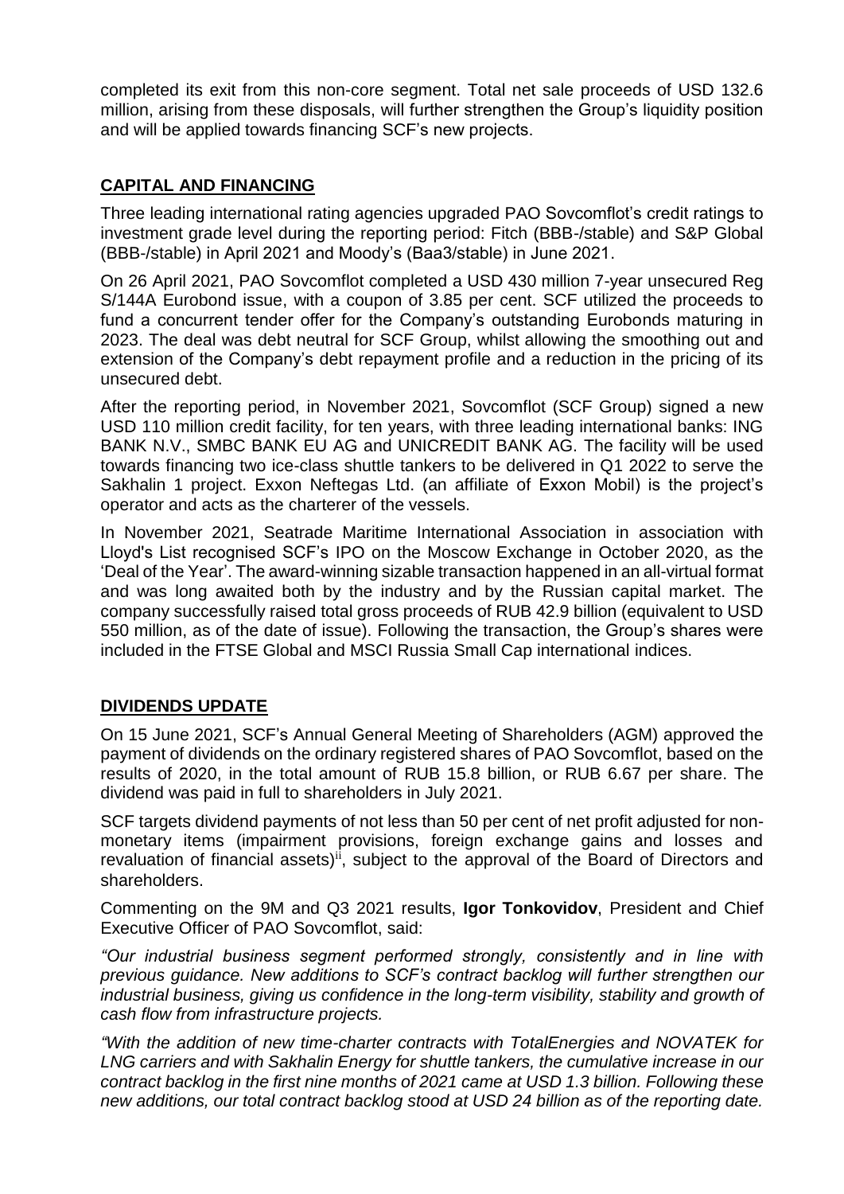completed its exit from this non-core segment. Total net sale proceeds of USD 132.6 million, arising from these disposals, will further strengthen the Group's liquidity position and will be applied towards financing SCF's new projects.

## CAPITAL AND FINANCING

Three leading international rating agencies upgraded PAO Sovcomflot's credit ratings to investment grade level during the reporting period: Fitch (BBB-/stable) and S&P Global (BBB-/stable) in April 2021 and Moody's (Baa3/stable) in June 2021.

On 26 April 2021, PAO Sovcomflot completed a USD 430 million 7-year unsecured Reg S/144A Eurobond issue, with a coupon of 3.85 per cent. SCF utilized the proceeds to fund a concurrent tender offer for the Company's outstanding Eurobonds maturing in 2023. The deal was debt neutral for SCF Group, whilst allowing the smoothing out and extension of the Company's debt repayment profile and a reduction in the pricing of its unsecured debt.

After the reporting period, in November 2021, Sovcomflot (SCF Group) signed a new USD 110 million credit facility, for ten years, with three leading international banks: ING BANK N.V., SMBC BANK EU AG and UNICREDIT BANK AG. The facility will be used towards financing two ice-class shuttle tankers to be delivered in Q1 2022 to serve the Sakhalin 1 project. Exxon Neftegas Ltd. (an affiliate of Exxon Mobil) is the project's operator and acts as the charterer of the vessels.

In November 2021, Seatrade Maritime International Association in association with Lloyd's List recognised SCF's IPO on the Moscow Exchange in October 2020, as the 'Deal of the Year'. The award-winning sizable transaction happened in an all-virtual format and was long awaited both by the industry and by the Russian capital market. The company successfully raised total gross proceeds of RUB 42.9 billion (equivalent to USD 550 million, as of the date of issue). Following the transaction, the Group's shares were included in the FTSE Global and MSCI Russia Small Cap international indices.

## DIVIDENDS UPDATE

On 15 June 2021, SCF's Annual General Meeting of Shareholders (AGM) approved the payment of dividends on the ordinary registered shares of PAO Sovcomflot, based on the results of 2020, in the total amount of RUB 15.8 billion, or RUB 6.67 per share. The dividend was paid in full to shareholders in July 2021.

SCF targets dividend payments of not less than 50 per cent of net profit adjusted for non-monetary items (impairment provisions, foreign exchange gains and losses and revaluation of financial assets)[ii], subject to the approval of the Board of Directors and shareholders.

Commenting on the 9M and Q3 2021 results, **Igor Tonkovidov**, President and Chief Executive Officer of PAO Sovcomflot, said:

*"Our industrial business segment performed strongly, consistently and in line with previous guidance. New additions to SCF's contract backlog will further strengthen our industrial business, giving us confidence in the long-term visibility, stability and growth of cash flow from infrastructure projects.*

*"With the addition of new time-charter contracts with TotalEnergies and NOVATEK for LNG carriers and with Sakhalin Energy for shuttle tankers, the cumulative increase in our contract backlog in the first nine months of 2021 came at USD 1.3 billion. Following these new additions, our total contract backlog stood at USD 24 billion as of the reporting date.*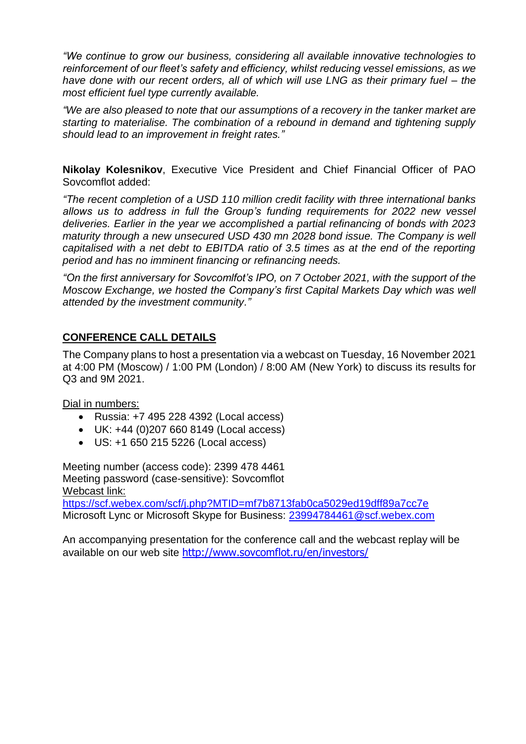*"We continue to grow our business, considering all available innovative technologies to reinforcement of our fleet's safety and efficiency, whilst reducing vessel emissions, as we have done with our recent orders, all of which will use LNG as their primary fuel – the most efficient fuel type currently available.*

*"We are also pleased to note that our assumptions of a recovery in the tanker market are starting to materialise. The combination of a rebound in demand and tightening supply should lead to an improvement in freight rates."*

**Nikolay Kolesnikov**, Executive Vice President and Chief Financial Officer of PAO Sovcomflot added:

*"The recent completion of a USD 110 million credit facility with three international banks allows us to address in full the Group's funding requirements for 2022 new vessel deliveries. Earlier in the year we accomplished a partial refinancing of bonds with 2023 maturity through a new unsecured USD 430 mn 2028 bond issue. The Company is well capitalised with a net debt to EBITDA ratio of 3.5 times as at the end of the reporting period and has no imminent financing or refinancing needs.*

*"On the first anniversary for Sovcomlfot's IPO, on 7 October 2021, with the support of the Moscow Exchange, we hosted the Company's first Capital Markets Day which was well attended by the investment community."*

## CONFERENCE CALL DETAILS

The Company plans to host a presentation via a webcast on Tuesday, 16 November 2021 at 4:00 PM (Moscow) / 1:00 PM (London) / 8:00 AM (New York) to discuss its results for Q3 and 9M 2021.

Dial in numbers:

- Russia: +7 495 228 4392 (Local access)
- UK: +44 (0)207 660 8149 (Local access)
- US: +1 650 215 5226 (Local access)

Meeting number (access code): 2399 478 4461
Meeting password (case-sensitive): Sovcomflot
Webcast link:
https://scf.webex.com/scf/j.php?MTID=mf7b8713fab0ca5029ed19dff89a7cc7e
Microsoft Lync or Microsoft Skype for Business: 23994784461@scf.webex.com

An accompanying presentation for the conference call and the webcast replay will be available on our web site http://www.sovcomflot.ru/en/investors/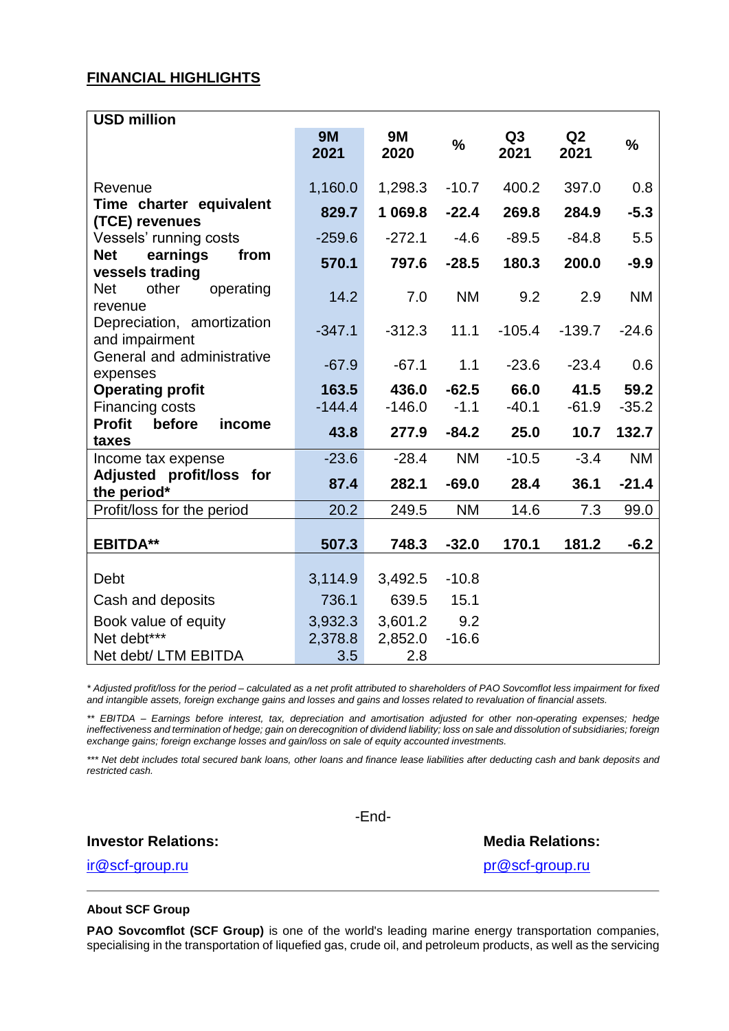## FINANCIAL HIGHLIGHTS

| USD million | 9M 2021 | 9M 2020 | % | Q3 2021 | Q2 2021 | % |
|---|---|---|---|---|---|---|
| Revenue | 1,160.0 | 1,298.3 | -10.7 | 400.2 | 397.0 | 0.8 |
| **Time charter equivalent (TCE) revenues** | **829.7** | **1 069.8** | **-22.4** | **269.8** | **284.9** | **-5.3** |
| Vessels' running costs | -259.6 | -272.1 | -4.6 | -89.5 | -84.8 | 5.5 |
| **Net earnings from vessels trading** | **570.1** | **797.6** | **-28.5** | **180.3** | **200.0** | **-9.9** |
| Net other operating revenue | 14.2 | 7.0 | NM | 9.2 | 2.9 | NM |
| Depreciation, amortization and impairment | -347.1 | -312.3 | 11.1 | -105.4 | -139.7 | -24.6 |
| General and administrative expenses | -67.9 | -67.1 | 1.1 | -23.6 | -23.4 | 0.6 |
| **Operating profit** | **163.5** | **436.0** | **-62.5** | **66.0** | **41.5** | **59.2** |
| Financing costs | -144.4 | -146.0 | -1.1 | -40.1 | -61.9 | -35.2 |
| **Profit before income taxes** | **43.8** | **277.9** | **-84.2** | **25.0** | **10.7** | **132.7** |
| Income tax expense | -23.6 | -28.4 | NM | -10.5 | -3.4 | NM |
| **Adjusted profit/loss for the period*** | **87.4** | **282.1** | **-69.0** | **28.4** | **36.1** | **-21.4** |
| Profit/loss for the period | 20.2 | 249.5 | NM | 14.6 | 7.3 | 99.0 |
| **EBITDA**** | **507.3** | **748.3** | **-32.0** | **170.1** | **181.2** | **-6.2** |
| Debt | 3,114.9 | 3,492.5 | -10.8 | | | |
| Cash and deposits | 736.1 | 639.5 | 15.1 | | | |
| Book value of equity | 3,932.3 | 3,601.2 | 9.2 | | | |
| Net debt*** | 2,378.8 | 2,852.0 | -16.6 | | | |
| Net debt/ LTM EBITDA | 3.5 | 2.8 | | | | |

*\* Adjusted profit/loss for the period – calculated as a net profit attributed to shareholders of PAO Sovcomflot less impairment for fixed and intangible assets, foreign exchange gains and losses and gains and losses related to revaluation of financial assets.*

*\*\* EBITDA – Earnings before interest, tax, depreciation and amortisation adjusted for other non-operating expenses; hedge ineffectiveness and termination of hedge; gain on derecognition of dividend liability; loss on sale and dissolution of subsidiaries; foreign exchange gains; foreign exchange losses and gain/loss on sale of equity accounted investments.*

*\*\*\* Net debt includes total secured bank loans, other loans and finance lease liabilities after deducting cash and bank deposits and restricted cash.*

-End-

**Investor Relations:**

ir@scf-group.ru

**Media Relations:**

pr@scf-group.ru

**About SCF Group**

**PAO Sovcomflot (SCF Group)** is one of the world's leading marine energy transportation companies, specialising in the transportation of liquefied gas, crude oil, and petroleum products, as well as the servicing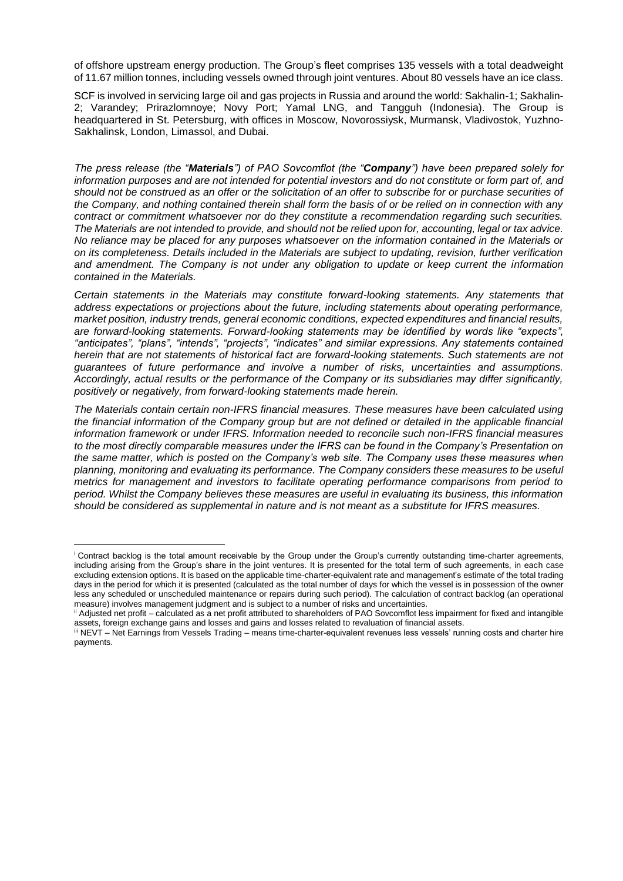of offshore upstream energy production. The Group's fleet comprises 135 vessels with a total deadweight of 11.67 million tonnes, including vessels owned through joint ventures. About 80 vessels have an ice class.

SCF is involved in servicing large oil and gas projects in Russia and around the world: Sakhalin-1; Sakhalin-2; Varandey; Prirazlomnoye; Novy Port; Yamal LNG, and Tangguh (Indonesia). The Group is headquartered in St. Petersburg, with offices in Moscow, Novorossiysk, Murmansk, Vladivostok, Yuzhno-Sakhalinsk, London, Limassol, and Dubai.

*The press release (the "**Materials**") of PAO Sovcomflot (the "**Company**") have been prepared solely for information purposes and are not intended for potential investors and do not constitute or form part of, and should not be construed as an offer or the solicitation of an offer to subscribe for or purchase securities of the Company, and nothing contained therein shall form the basis of or be relied on in connection with any contract or commitment whatsoever nor do they constitute a recommendation regarding such securities. The Materials are not intended to provide, and should not be relied upon for, accounting, legal or tax advice. No reliance may be placed for any purposes whatsoever on the information contained in the Materials or on its completeness. Details included in the Materials are subject to updating, revision, further verification and amendment. The Company is not under any obligation to update or keep current the information contained in the Materials.*

*Certain statements in the Materials may constitute forward-looking statements. Any statements that address expectations or projections about the future, including statements about operating performance, market position, industry trends, general economic conditions, expected expenditures and financial results, are forward-looking statements. Forward-looking statements may be identified by words like "expects", "anticipates", "plans", "intends", "projects", "indicates" and similar expressions. Any statements contained herein that are not statements of historical fact are forward-looking statements. Such statements are not guarantees of future performance and involve a number of risks, uncertainties and assumptions. Accordingly, actual results or the performance of the Company or its subsidiaries may differ significantly, positively or negatively, from forward-looking statements made herein.*

*The Materials contain certain non-IFRS financial measures. These measures have been calculated using the financial information of the Company group but are not defined or detailed in the applicable financial information framework or under IFRS. Information needed to reconcile such non-IFRS financial measures to the most directly comparable measures under the IFRS can be found in the Company's Presentation on the same matter, which is posted on the Company's web site. The Company uses these measures when planning, monitoring and evaluating its performance. The Company considers these measures to be useful metrics for management and investors to facilitate operating performance comparisons from period to period. Whilst the Company believes these measures are useful in evaluating its business, this information should be considered as supplemental in nature and is not meant as a substitute for IFRS measures.*

---

[i] Contract backlog is the total amount receivable by the Group under the Group's currently outstanding time-charter agreements, including arising from the Group's share in the joint ventures. It is presented for the total term of such agreements, in each case excluding extension options. It is based on the applicable time-charter-equivalent rate and management's estimate of the total trading days in the period for which it is presented (calculated as the total number of days for which the vessel is in possession of the owner less any scheduled or unscheduled maintenance or repairs during such period). The calculation of contract backlog (an operational measure) involves management judgment and is subject to a number of risks and uncertainties.

[ii] Adjusted net profit – calculated as a net profit attributed to shareholders of PAO Sovcomflot less impairment for fixed and intangible assets, foreign exchange gains and losses and gains and losses related to revaluation of financial assets.

[iii] NEVT – Net Earnings from Vessels Trading – means time-charter-equivalent revenues less vessels' running costs and charter hire payments.